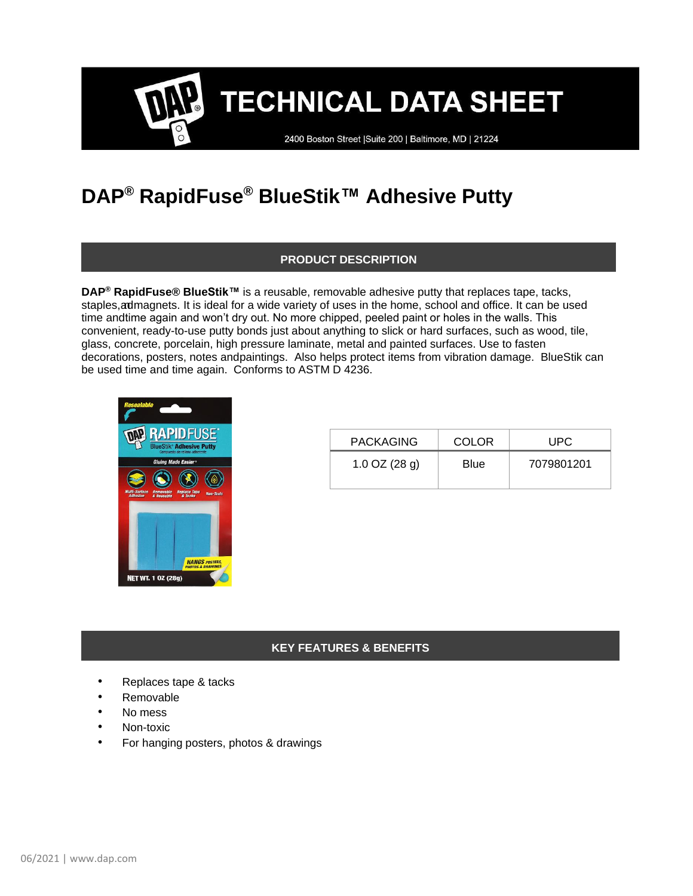# TECHNICAL DATA SHEET

2400 Boston Street |Suite 200 | Baltimore, MD | 21224

# DAP® RapidFuse® BlueStik™ Adhesive Putty

## PRODUCT DESCRIPTION

**DAP® RapidFuse® BlueStik™** is a reusable, removable adhesive putty that replaces tape, tacks, staples, and magnets. It is ideal for a wide variety of uses in the home, school and office. It can be used time and time again and won't dry out. No more chipped, peeled paint or holes in the walls. This convenient, ready-to-use putty bonds just about anything to slick or hard surfaces, such as wood, tile, glass, concrete, porcelain, high pressure laminate, metal and painted surfaces. Use to fasten decorations, posters, notes and paintings. Also helps protect items from vibration damage. BlueStik can be used time and time again. Conforms to ASTM D 4236.

| PACKAGING | COLOR | UPC |
|---|---|---|
| 1.0 OZ (28 g) | Blue | 7079801201 |

## KEY FEATURES & BENEFITS

- Replaces tape & tacks
- Removable
- No mess
- Non-toxic
- For hanging posters, photos & drawings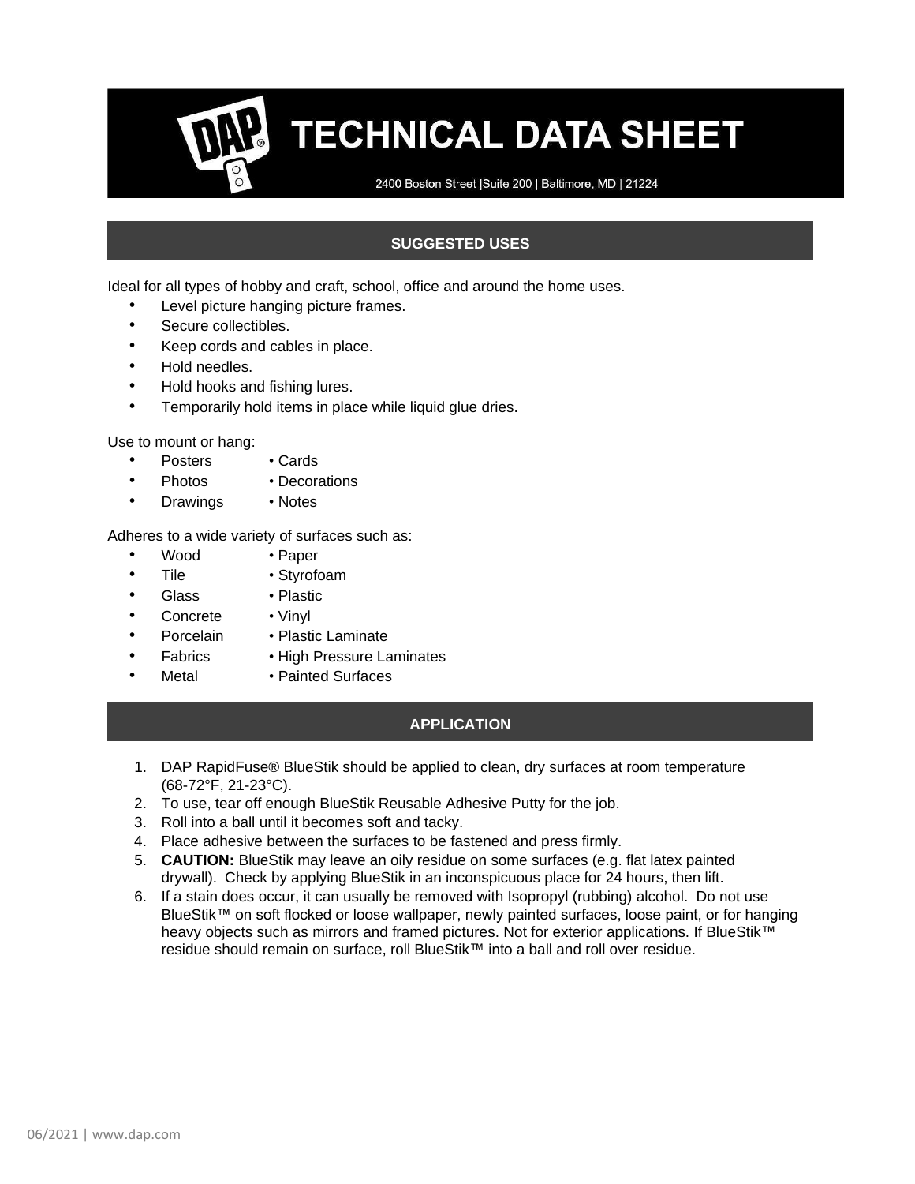# TECHNICAL DATA SHEET

2400 Boston Street |Suite 200 | Baltimore, MD | 21224

## SUGGESTED USES

Ideal for all types of hobby and craft, school, office and around the home uses.

- Level picture hanging picture frames.
- Secure collectibles.
- Keep cords and cables in place.
- Hold needles.
- Hold hooks and fishing lures.
- Temporarily hold items in place while liquid glue dries.

Use to mount or hang:

- Posters • Cards
- Photos • Decorations
- Drawings • Notes

Adheres to a wide variety of surfaces such as:

- Wood • Paper
- Tile • Styrofoam
- Glass • Plastic
- Concrete • Vinyl
- Porcelain • Plastic Laminate
- Fabrics • High Pressure Laminates
- Metal • Painted Surfaces

## APPLICATION

1. DAP RapidFuse® BlueStik should be applied to clean, dry surfaces at room temperature (68-72°F, 21-23°C).
2. To use, tear off enough BlueStik Reusable Adhesive Putty for the job.
3. Roll into a ball until it becomes soft and tacky.
4. Place adhesive between the surfaces to be fastened and press firmly.
5. **CAUTION:** BlueStik may leave an oily residue on some surfaces (e.g. flat latex painted drywall). Check by applying BlueStik in an inconspicuous place for 24 hours, then lift.
6. If a stain does occur, it can usually be removed with Isopropyl (rubbing) alcohol. Do not use BlueStik™ on soft flocked or loose wallpaper, newly painted surfaces, loose paint, or for hanging heavy objects such as mirrors and framed pictures. Not for exterior applications. If BlueStik™ residue should remain on surface, roll BlueStik™ into a ball and roll over residue.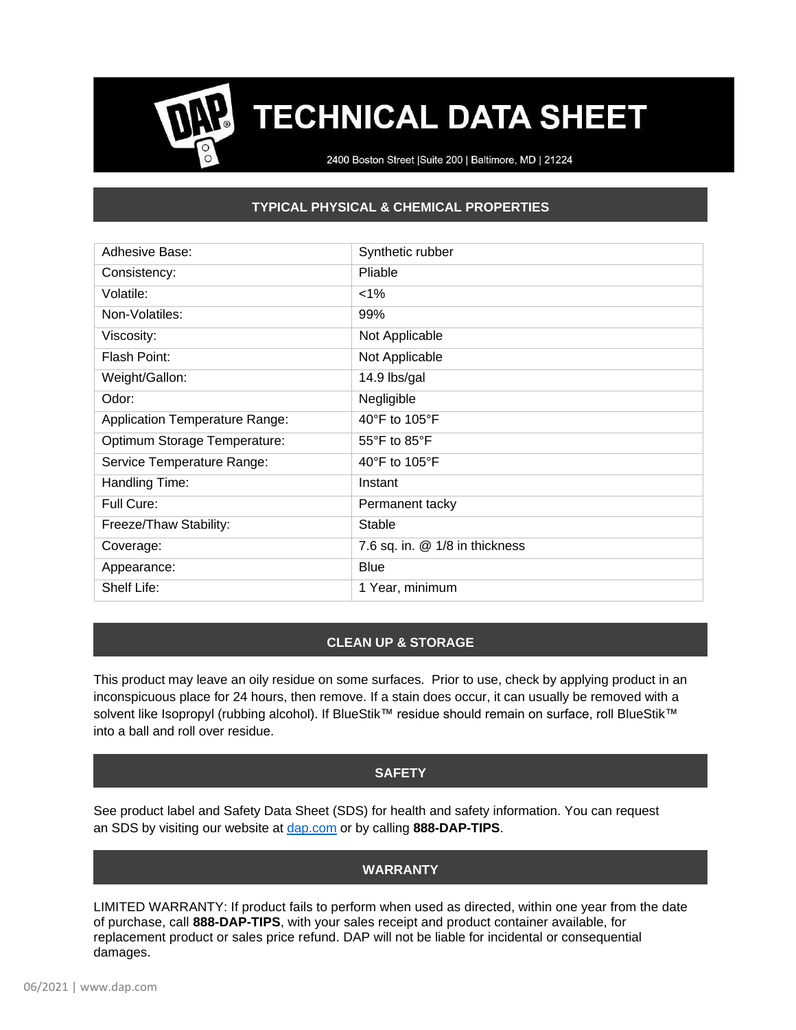# TECHNICAL DATA SHEET

2400 Boston Street |Suite 200 | Baltimore, MD | 21224

## TYPICAL PHYSICAL & CHEMICAL PROPERTIES

| | |
|---|---|
| Adhesive Base: | Synthetic rubber |
| Consistency: | Pliable |
| Volatile: | <1% |
| Non-Volatiles: | 99% |
| Viscosity: | Not Applicable |
| Flash Point: | Not Applicable |
| Weight/Gallon: | 14.9 lbs/gal |
| Odor: | Negligible |
| Application Temperature Range: | 40°F to 105°F |
| Optimum Storage Temperature: | 55°F to 85°F |
| Service Temperature Range: | 40°F to 105°F |
| Handling Time: | Instant |
| Full Cure: | Permanent tacky |
| Freeze/Thaw Stability: | Stable |
| Coverage: | 7.6 sq. in. @ 1/8 in thickness |
| Appearance: | Blue |
| Shelf Life: | 1 Year, minimum |

## CLEAN UP & STORAGE

This product may leave an oily residue on some surfaces. Prior to use, check by applying product in an inconspicuous place for 24 hours, then remove. If a stain does occur, it can usually be removed with a solvent like Isopropyl (rubbing alcohol). If BlueStik™ residue should remain on surface, roll BlueStik™ into a ball and roll over residue.

## SAFETY

See product label and Safety Data Sheet (SDS) for health and safety information. You can request an SDS by visiting our website at dap.com or by calling **888-DAP-TIPS**.

## WARRANTY

LIMITED WARRANTY: If product fails to perform when used as directed, within one year from the date of purchase, call **888-DAP-TIPS**, with your sales receipt and product container available, for replacement product or sales price refund. DAP will not be liable for incidental or consequential damages.

06/2021 | www.dap.com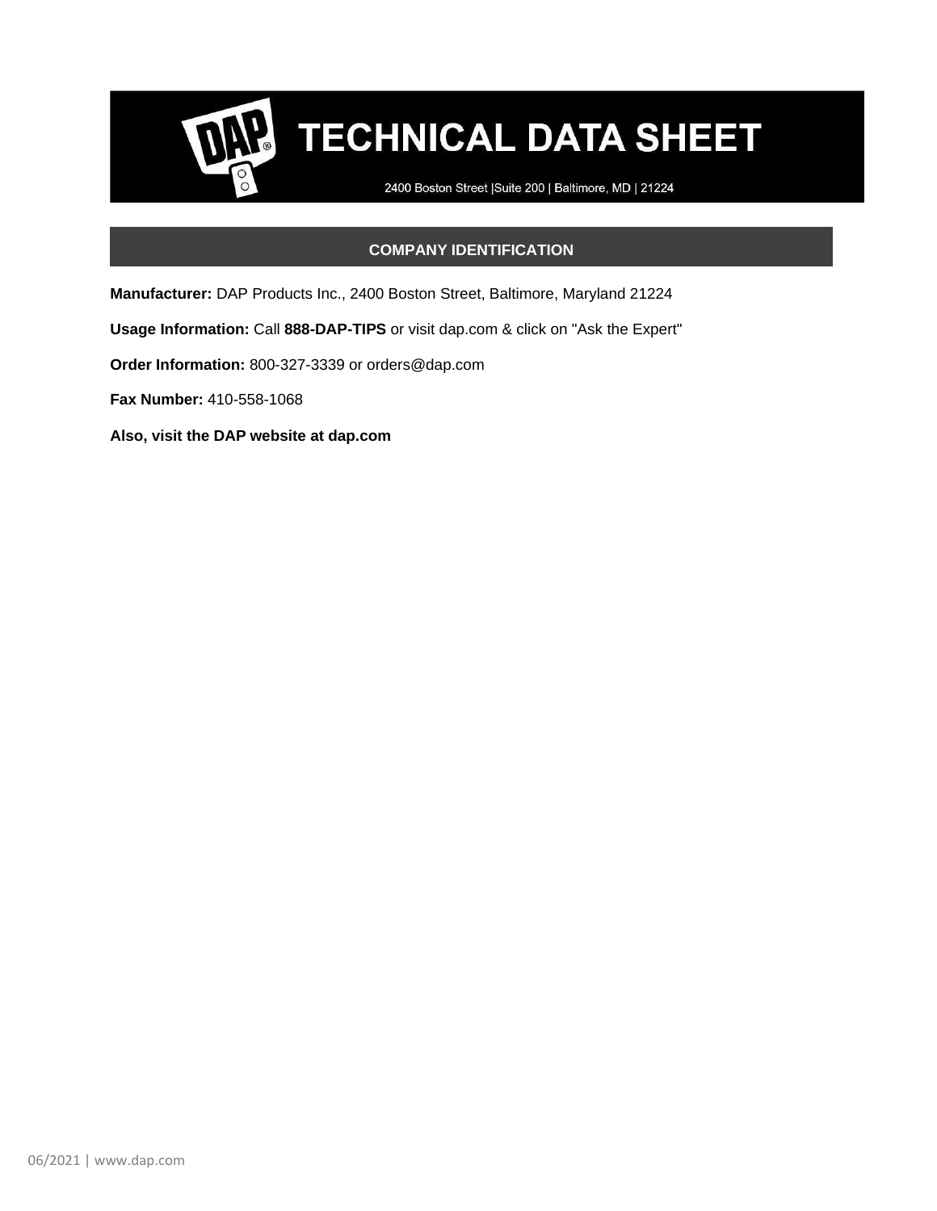## COMPANY IDENTIFICATION

**Manufacturer:** DAP Products Inc., 2400 Boston Street, Baltimore, Maryland 21224

**Usage Information:** Call **888-DAP-TIPS** or visit dap.com & click on "Ask the Expert"

**Order Information:** 800-327-3339 or orders@dap.com

**Fax Number:** 410-558-1068

**Also, visit the DAP website at dap.com**